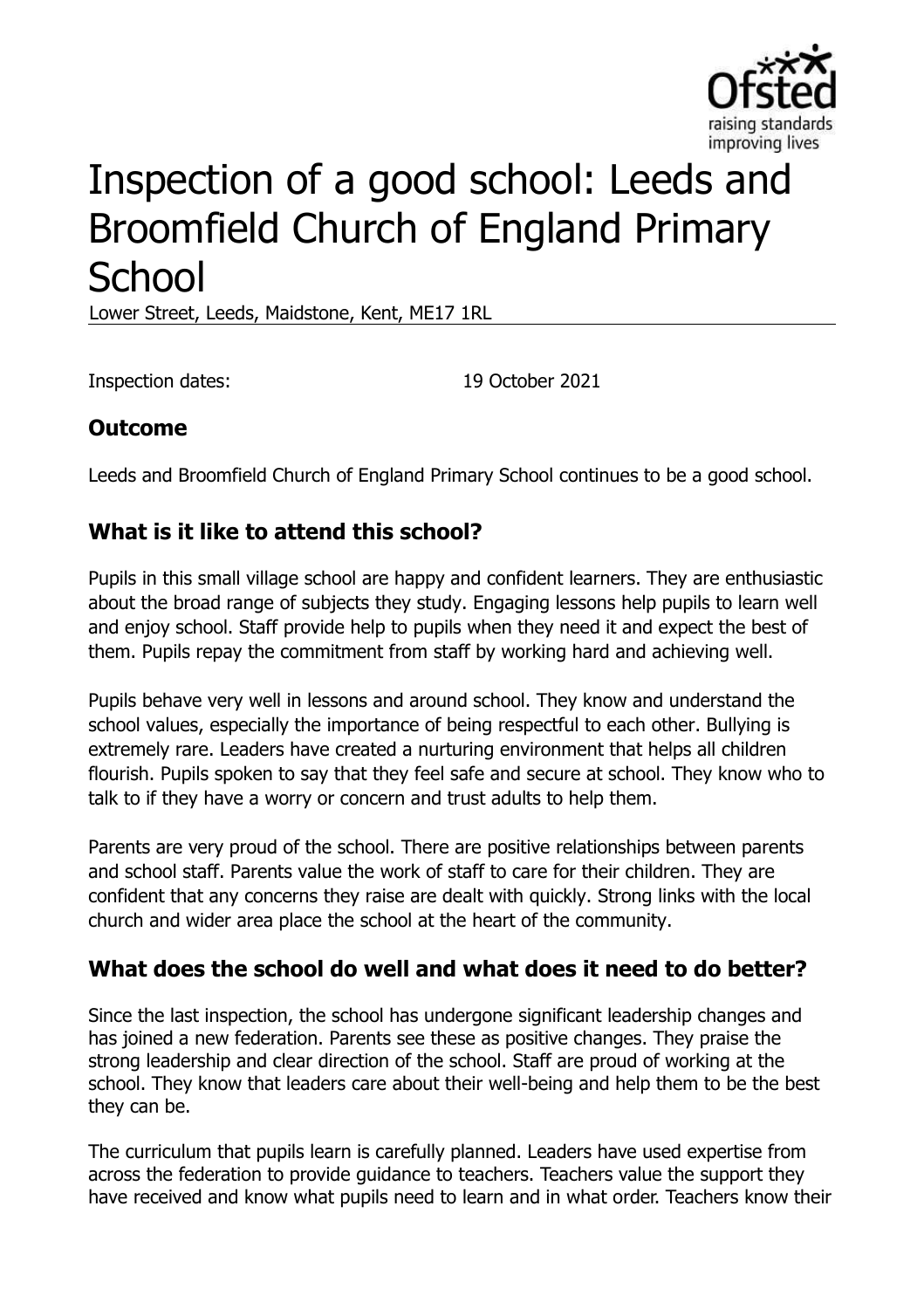# Inspection of a good school: Leeds and Broomfield Church of England Primary School

Lower Street, Leeds, Maidstone, Kent, ME17 1RL

Inspection dates: 19 October 2021

## Outcome

Leeds and Broomfield Church of England Primary School continues to be a good school.

## What is it like to attend this school?

Pupils in this small village school are happy and confident learners. They are enthusiastic about the broad range of subjects they study. Engaging lessons help pupils to learn well and enjoy school. Staff provide help to pupils when they need it and expect the best of them. Pupils repay the commitment from staff by working hard and achieving well.

Pupils behave very well in lessons and around school. They know and understand the school values, especially the importance of being respectful to each other. Bullying is extremely rare. Leaders have created a nurturing environment that helps all children flourish. Pupils spoken to say that they feel safe and secure at school. They know who to talk to if they have a worry or concern and trust adults to help them.

Parents are very proud of the school. There are positive relationships between parents and school staff. Parents value the work of staff to care for their children. They are confident that any concerns they raise are dealt with quickly. Strong links with the local church and wider area place the school at the heart of the community.

## What does the school do well and what does it need to do better?

Since the last inspection, the school has undergone significant leadership changes and has joined a new federation. Parents see these as positive changes. They praise the strong leadership and clear direction of the school. Staff are proud of working at the school. They know that leaders care about their well-being and help them to be the best they can be.

The curriculum that pupils learn is carefully planned. Leaders have used expertise from across the federation to provide guidance to teachers. Teachers value the support they have received and know what pupils need to learn and in what order. Teachers know their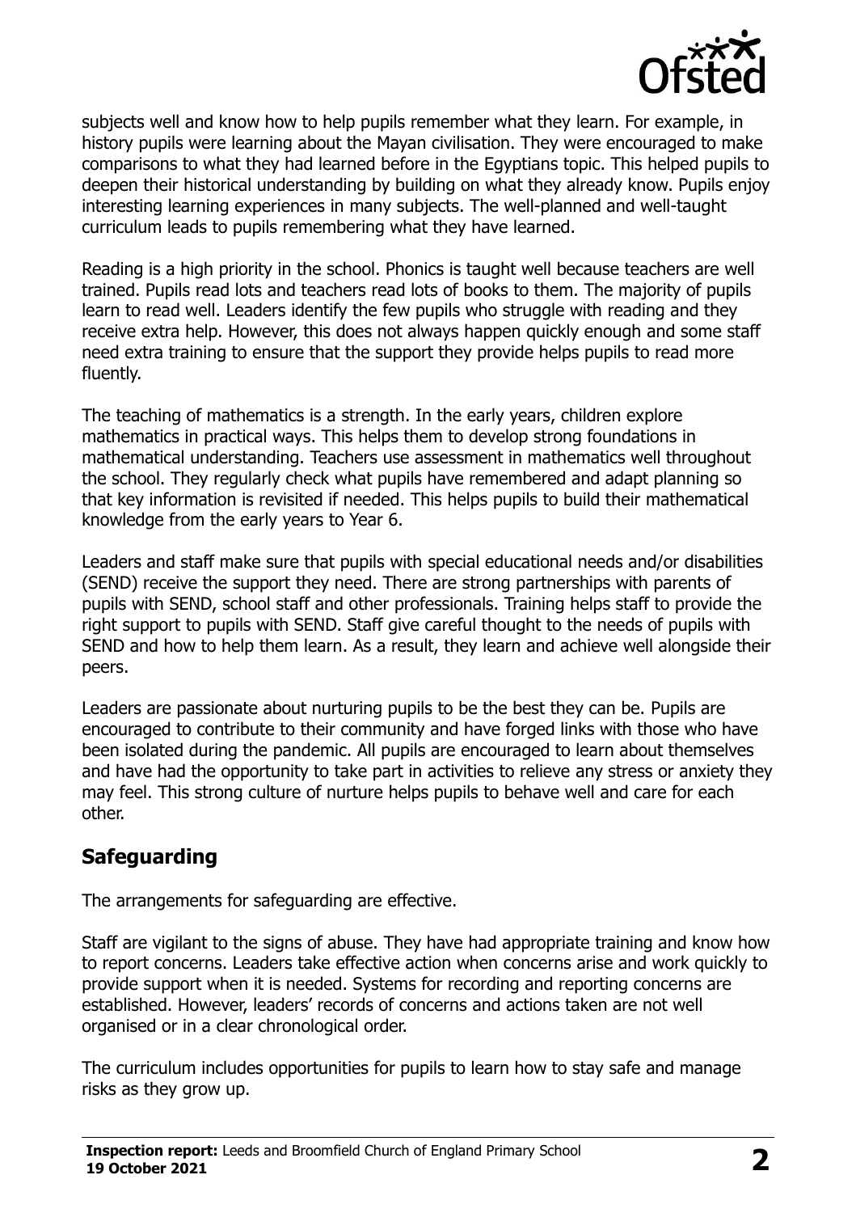subjects well and know how to help pupils remember what they learn. For example, in history pupils were learning about the Mayan civilisation. They were encouraged to make comparisons to what they had learned before in the Egyptians topic. This helped pupils to deepen their historical understanding by building on what they already know. Pupils enjoy interesting learning experiences in many subjects. The well-planned and well-taught curriculum leads to pupils remembering what they have learned.

Reading is a high priority in the school. Phonics is taught well because teachers are well trained. Pupils read lots and teachers read lots of books to them. The majority of pupils learn to read well. Leaders identify the few pupils who struggle with reading and they receive extra help. However, this does not always happen quickly enough and some staff need extra training to ensure that the support they provide helps pupils to read more fluently.

The teaching of mathematics is a strength. In the early years, children explore mathematics in practical ways. This helps them to develop strong foundations in mathematical understanding. Teachers use assessment in mathematics well throughout the school. They regularly check what pupils have remembered and adapt planning so that key information is revisited if needed. This helps pupils to build their mathematical knowledge from the early years to Year 6.

Leaders and staff make sure that pupils with special educational needs and/or disabilities (SEND) receive the support they need. There are strong partnerships with parents of pupils with SEND, school staff and other professionals. Training helps staff to provide the right support to pupils with SEND. Staff give careful thought to the needs of pupils with SEND and how to help them learn. As a result, they learn and achieve well alongside their peers.

Leaders are passionate about nurturing pupils to be the best they can be. Pupils are encouraged to contribute to their community and have forged links with those who have been isolated during the pandemic. All pupils are encouraged to learn about themselves and have had the opportunity to take part in activities to relieve any stress or anxiety they may feel. This strong culture of nurture helps pupils to behave well and care for each other.

## Safeguarding

The arrangements for safeguarding are effective.

Staff are vigilant to the signs of abuse. They have had appropriate training and know how to report concerns. Leaders take effective action when concerns arise and work quickly to provide support when it is needed. Systems for recording and reporting concerns are established. However, leaders' records of concerns and actions taken are not well organised or in a clear chronological order.

The curriculum includes opportunities for pupils to learn how to stay safe and manage risks as they grow up.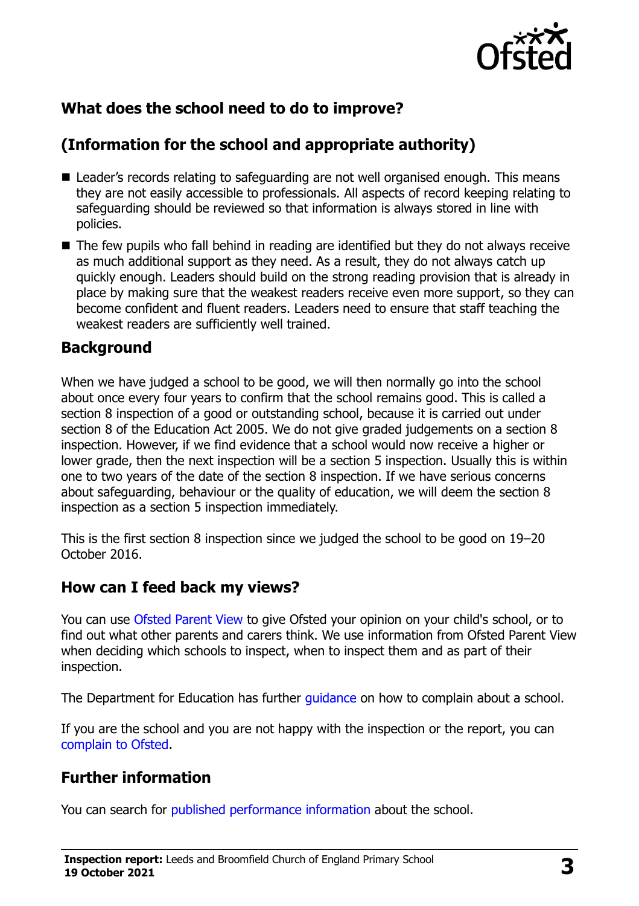## What does the school need to do to improve?

## (Information for the school and appropriate authority)

- Leader's records relating to safeguarding are not well organised enough. This means they are not easily accessible to professionals. All aspects of record keeping relating to safeguarding should be reviewed so that information is always stored in line with policies.
- The few pupils who fall behind in reading are identified but they do not always receive as much additional support as they need. As a result, they do not always catch up quickly enough. Leaders should build on the strong reading provision that is already in place by making sure that the weakest readers receive even more support, so they can become confident and fluent readers. Leaders need to ensure that staff teaching the weakest readers are sufficiently well trained.

## Background

When we have judged a school to be good, we will then normally go into the school about once every four years to confirm that the school remains good. This is called a section 8 inspection of a good or outstanding school, because it is carried out under section 8 of the Education Act 2005. We do not give graded judgements on a section 8 inspection. However, if we find evidence that a school would now receive a higher or lower grade, then the next inspection will be a section 5 inspection. Usually this is within one to two years of the date of the section 8 inspection. If we have serious concerns about safeguarding, behaviour or the quality of education, we will deem the section 8 inspection as a section 5 inspection immediately.

This is the first section 8 inspection since we judged the school to be good on 19–20 October 2016.

## How can I feed back my views?

You can use Ofsted Parent View to give Ofsted your opinion on your child's school, or to find out what other parents and carers think. We use information from Ofsted Parent View when deciding which schools to inspect, when to inspect them and as part of their inspection.

The Department for Education has further guidance on how to complain about a school.

If you are the school and you are not happy with the inspection or the report, you can complain to Ofsted.

## Further information

You can search for published performance information about the school.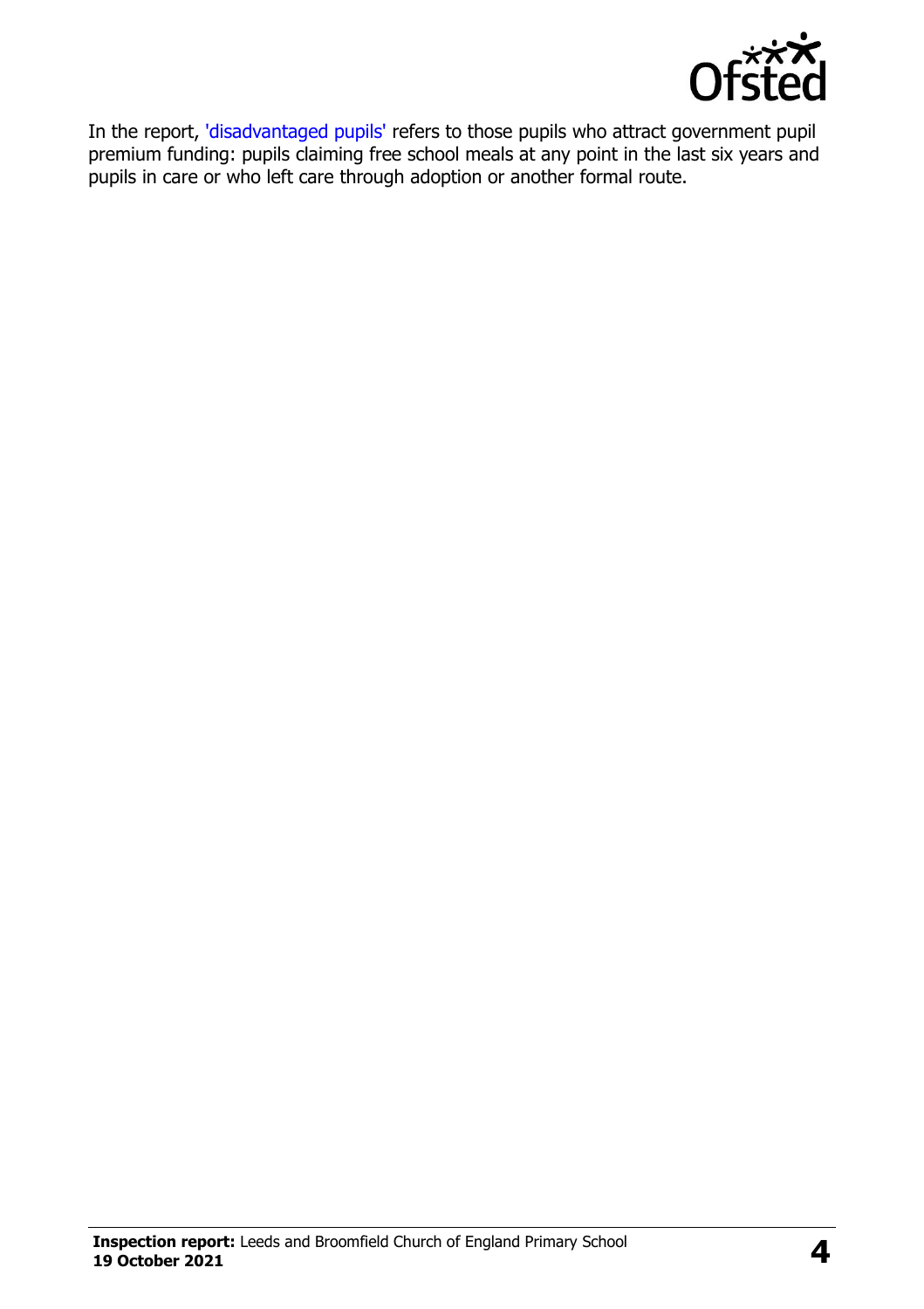In the report, 'disadvantaged pupils' refers to those pupils who attract government pupil premium funding: pupils claiming free school meals at any point in the last six years and pupils in care or who left care through adoption or another formal route.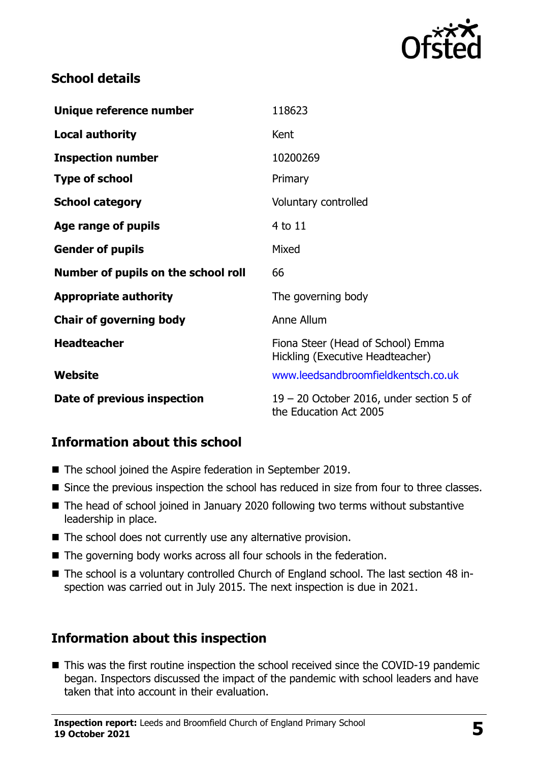## School details

| Unique reference number | 118623 |
| --- | --- |
| Local authority | Kent |
| Inspection number | 10200269 |
| Type of school | Primary |
| School category | Voluntary controlled |
| Age range of pupils | 4 to 11 |
| Gender of pupils | Mixed |
| Number of pupils on the school roll | 66 |
| Appropriate authority | The governing body |
| Chair of governing body | Anne Allum |
| Headteacher | Fiona Steer (Head of School) Emma Hickling (Executive Headteacher) |
| Website | www.leedsandbroomfieldkentsch.co.uk |
| Date of previous inspection | 19 – 20 October 2016, under section 5 of the Education Act 2005 |

## Information about this school

- The school joined the Aspire federation in September 2019.
- Since the previous inspection the school has reduced in size from four to three classes.
- The head of school joined in January 2020 following two terms without substantive leadership in place.
- The school does not currently use any alternative provision.
- The governing body works across all four schools in the federation.
- The school is a voluntary controlled Church of England school. The last section 48 inspection was carried out in July 2015. The next inspection is due in 2021.

## Information about this inspection

- This was the first routine inspection the school received since the COVID-19 pandemic began. Inspectors discussed the impact of the pandemic with school leaders and have taken that into account in their evaluation.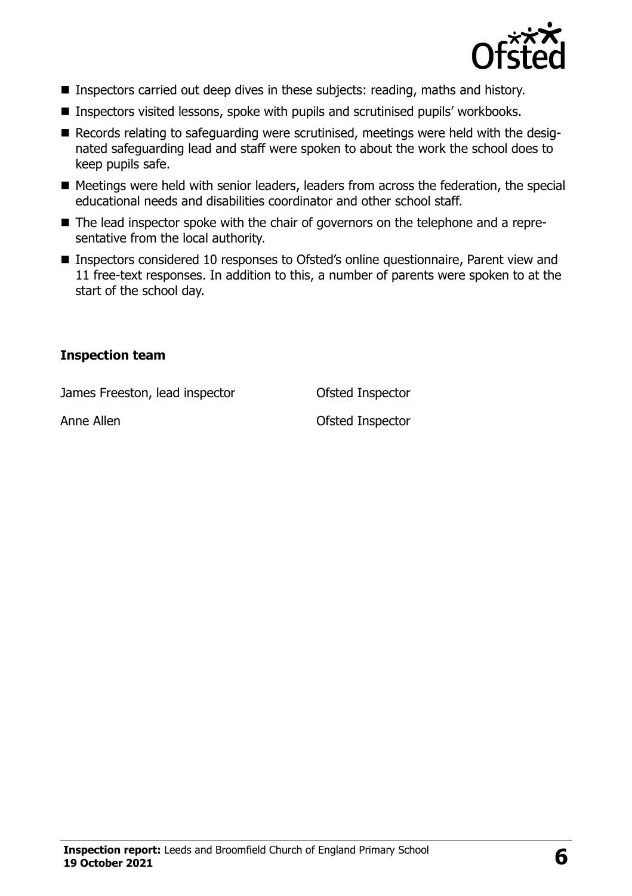- Inspectors carried out deep dives in these subjects: reading, maths and history.
- Inspectors visited lessons, spoke with pupils and scrutinised pupils' workbooks.
- Records relating to safeguarding were scrutinised, meetings were held with the designated safeguarding lead and staff were spoken to about the work the school does to keep pupils safe.
- Meetings were held with senior leaders, leaders from across the federation, the special educational needs and disabilities coordinator and other school staff.
- The lead inspector spoke with the chair of governors on the telephone and a representative from the local authority.
- Inspectors considered 10 responses to Ofsted's online questionnaire, Parent view and 11 free-text responses. In addition to this, a number of parents were spoken to at the start of the school day.

### Inspection team

| | |
|---|---|
| James Freeston, lead inspector | Ofsted Inspector |
| Anne Allen | Ofsted Inspector |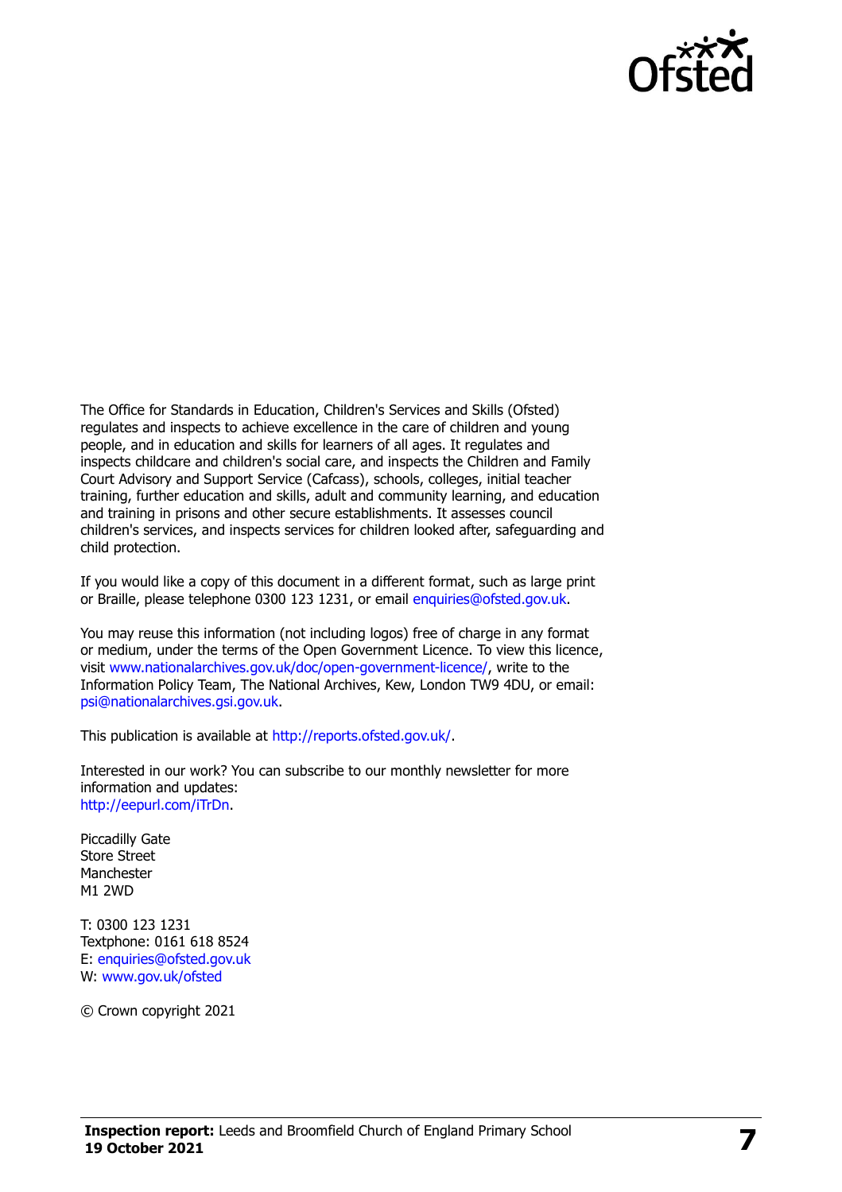The Office for Standards in Education, Children's Services and Skills (Ofsted) regulates and inspects to achieve excellence in the care of children and young people, and in education and skills for learners of all ages. It regulates and inspects childcare and children's social care, and inspects the Children and Family Court Advisory and Support Service (Cafcass), schools, colleges, initial teacher training, further education and skills, adult and community learning, and education and training in prisons and other secure establishments. It assesses council children's services, and inspects services for children looked after, safeguarding and child protection.

If you would like a copy of this document in a different format, such as large print or Braille, please telephone 0300 123 1231, or email enquiries@ofsted.gov.uk.

You may reuse this information (not including logos) free of charge in any format or medium, under the terms of the Open Government Licence. To view this licence, visit www.nationalarchives.gov.uk/doc/open-government-licence/, write to the Information Policy Team, The National Archives, Kew, London TW9 4DU, or email: psi@nationalarchives.gsi.gov.uk.

This publication is available at http://reports.ofsted.gov.uk/.

Interested in our work? You can subscribe to our monthly newsletter for more information and updates:
http://eepurl.com/iTrDn.

Piccadilly Gate
Store Street
Manchester
M1 2WD

T: 0300 123 1231
Textphone: 0161 618 8524
E: enquiries@ofsted.gov.uk
W: www.gov.uk/ofsted

© Crown copyright 2021